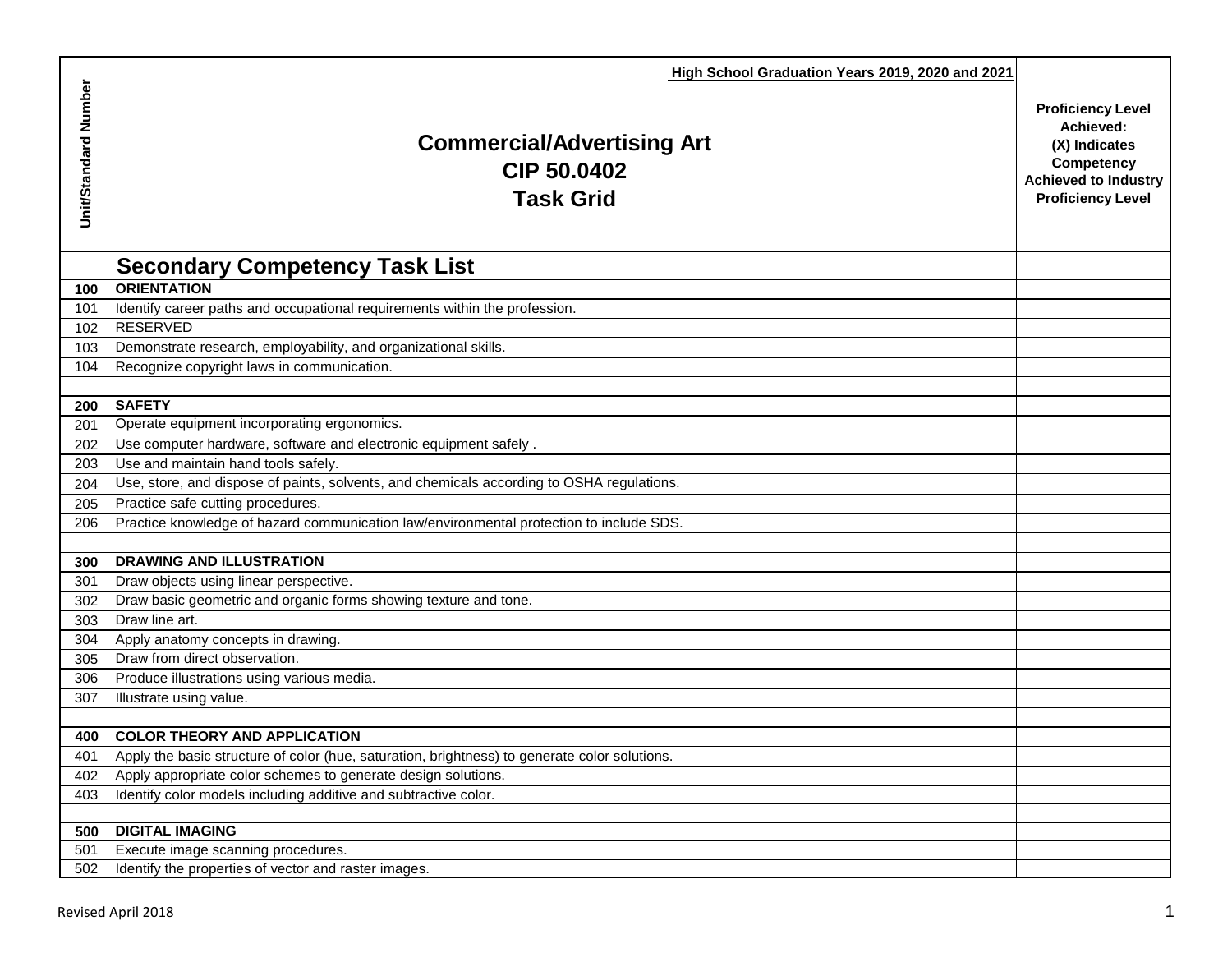| Unit/Standard Number | High School Graduation Years 2019, 2020 and 2021<br><br>**Commercial/Advertising Art**<br>**CIP 50.0402**<br>**Task Grid** | Proficiency Level Achieved: (X) Indicates Competency Achieved to Industry Proficiency Level |
|---|---|---|
| | **Secondary Competency Task List** | |
| **100** | **ORIENTATION** | |
| 101 | Identify career paths and occupational requirements within the profession. | |
| 102 | RESERVED | |
| 103 | Demonstrate research, employability, and organizational skills. | |
| 104 | Recognize copyright laws in communication. | |
| | | |
| **200** | **SAFETY** | |
| 201 | Operate equipment incorporating ergonomics. | |
| 202 | Use computer hardware, software and electronic equipment safely . | |
| 203 | Use and maintain hand tools safely. | |
| 204 | Use, store, and dispose of paints, solvents, and chemicals according to OSHA regulations. | |
| 205 | Practice safe cutting procedures. | |
| 206 | Practice knowledge of hazard communication law/environmental protection to include SDS. | |
| | | |
| **300** | **DRAWING AND ILLUSTRATION** | |
| 301 | Draw objects using linear perspective. | |
| 302 | Draw basic geometric and organic forms showing texture and tone. | |
| 303 | Draw line art. | |
| 304 | Apply anatomy concepts in drawing. | |
| 305 | Draw from direct observation. | |
| 306 | Produce illustrations using various media. | |
| 307 | Illustrate using value. | |
| | | |
| **400** | **COLOR THEORY AND APPLICATION** | |
| 401 | Apply the basic structure of color (hue, saturation, brightness) to generate color solutions. | |
| 402 | Apply appropriate color schemes to generate design solutions. | |
| 403 | Identify color models including additive and subtractive color. | |
| | | |
| **500** | **DIGITAL IMAGING** | |
| 501 | Execute image scanning procedures. | |
| 502 | Identify the properties of vector and raster images. | |

Revised April 2018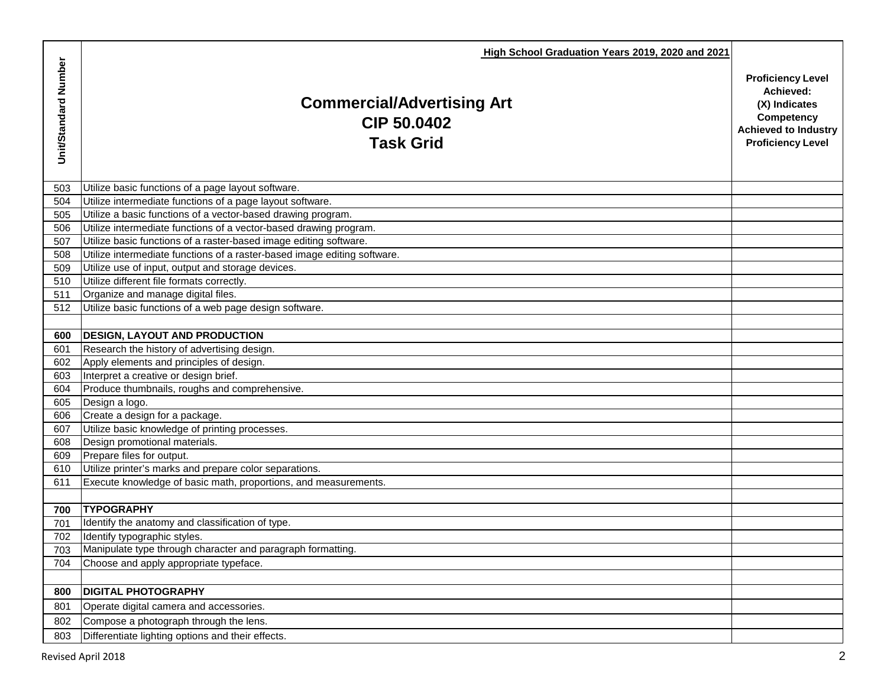| Unit/Standard Number | High School Graduation Years 2019, 2020 and 2021<br>**Commercial/Advertising Art**<br>**CIP 50.0402**<br>**Task Grid** | **Proficiency Level Achieved: (X) Indicates Competency Achieved to Industry Proficiency Level** |
|---|---|---|
| 503 | Utilize basic functions of a page layout software. | |
| 504 | Utilize intermediate functions of a page layout software. | |
| 505 | Utilize a basic functions of a vector-based drawing program. | |
| 506 | Utilize intermediate functions of a vector-based drawing program. | |
| 507 | Utilize basic functions of a raster-based image editing software. | |
| 508 | Utilize intermediate functions of a raster-based image editing software. | |
| 509 | Utilize use of input, output and storage devices. | |
| 510 | Utilize different file formats correctly. | |
| 511 | Organize and manage digital files. | |
| 512 | Utilize basic functions of a web page design software. | |
| | | |
| **600** | **DESIGN, LAYOUT AND PRODUCTION** | |
| 601 | Research the history of advertising design. | |
| 602 | Apply elements and principles of design. | |
| 603 | Interpret a creative or design brief. | |
| 604 | Produce thumbnails, roughs and comprehensive. | |
| 605 | Design a logo. | |
| 606 | Create a design for a package. | |
| 607 | Utilize basic knowledge of printing processes. | |
| 608 | Design promotional materials. | |
| 609 | Prepare files for output. | |
| 610 | Utilize printer's marks and prepare color separations. | |
| 611 | Execute knowledge of basic math, proportions, and measurements. | |
| | | |
| **700** | **TYPOGRAPHY** | |
| 701 | Identify the anatomy and classification of type. | |
| 702 | Identify typographic styles. | |
| 703 | Manipulate type through character and paragraph formatting. | |
| 704 | Choose and apply appropriate typeface. | |
| | | |
| **800** | **DIGITAL PHOTOGRAPHY** | |
| 801 | Operate digital camera and accessories. | |
| 802 | Compose a photograph through the lens. | |
| 803 | Differentiate lighting options and their effects. | |

Revised April 2018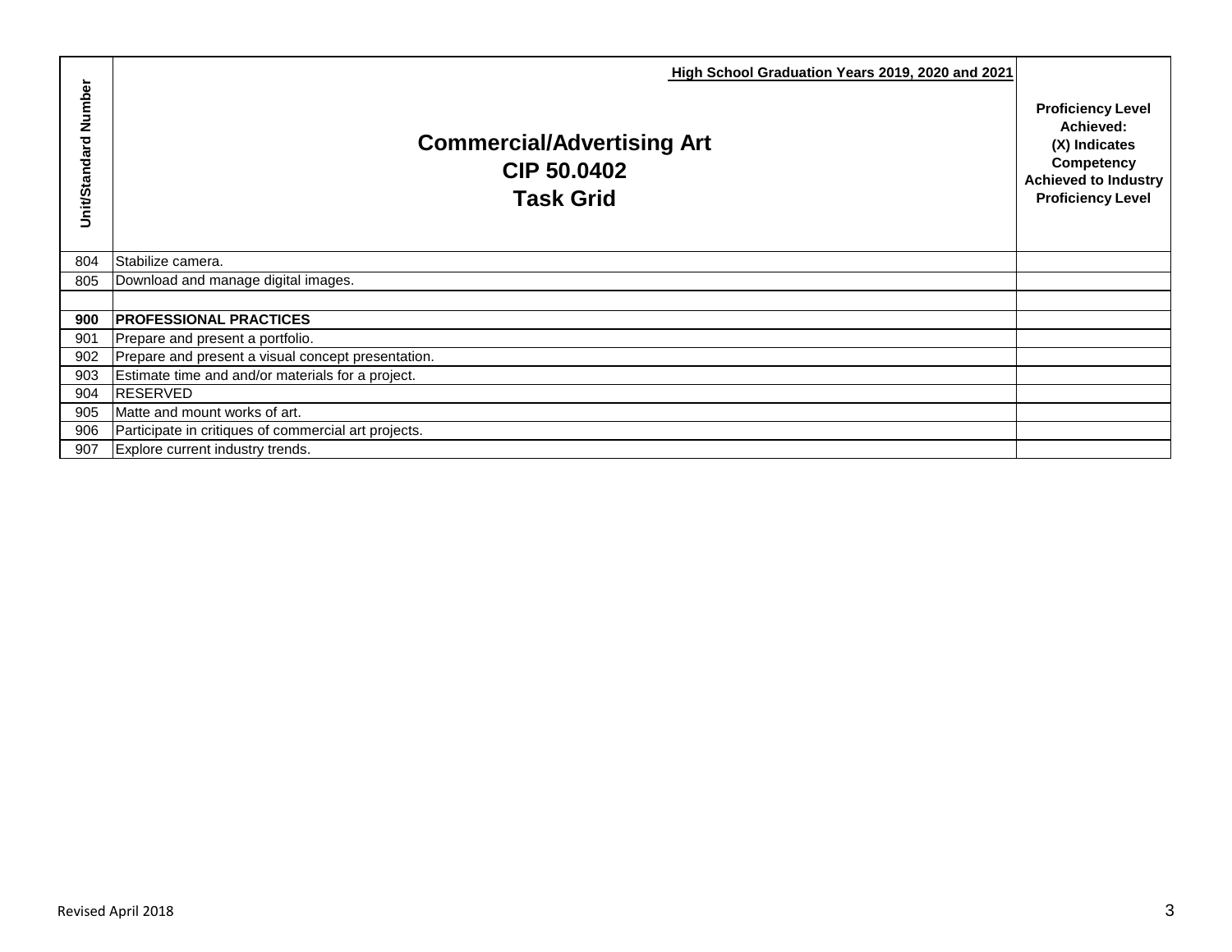| Unit/Standard Number | High School Graduation Years 2019, 2020 and 2021<br><br>**Commercial/Advertising Art**<br>**CIP 50.0402**<br>**Task Grid** | Proficiency Level Achieved: (X) Indicates Competency Achieved to Industry Proficiency Level |
|---|---|---|
| 804 | Stabilize camera. | |
| 805 | Download and manage digital images. | |
| | | |
| **900** | **PROFESSIONAL PRACTICES** | |
| 901 | Prepare and present a portfolio. | |
| 902 | Prepare and present a visual concept presentation. | |
| 903 | Estimate time and and/or materials for a project. | |
| 904 | RESERVED | |
| 905 | Matte and mount works of art. | |
| 906 | Participate in critiques of commercial art projects. | |
| 907 | Explore current industry trends. | |

Revised April 2018